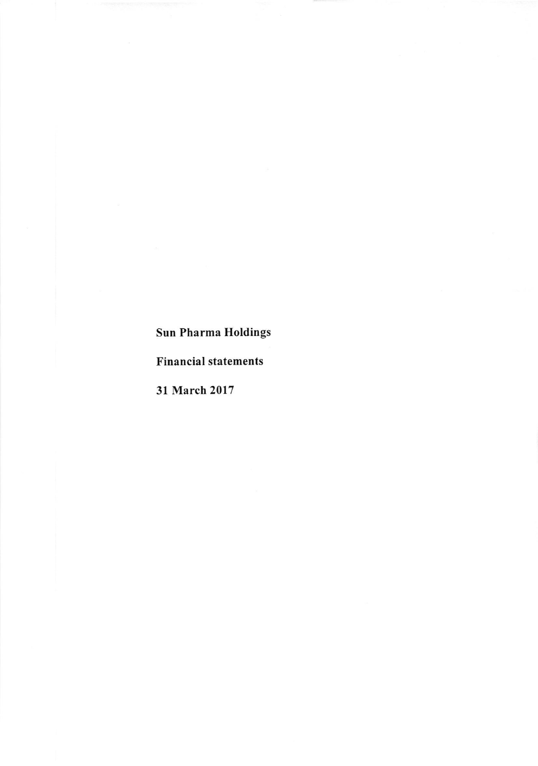**Sun Pharma Holdings**

**Financial statements**

**31 March 2017**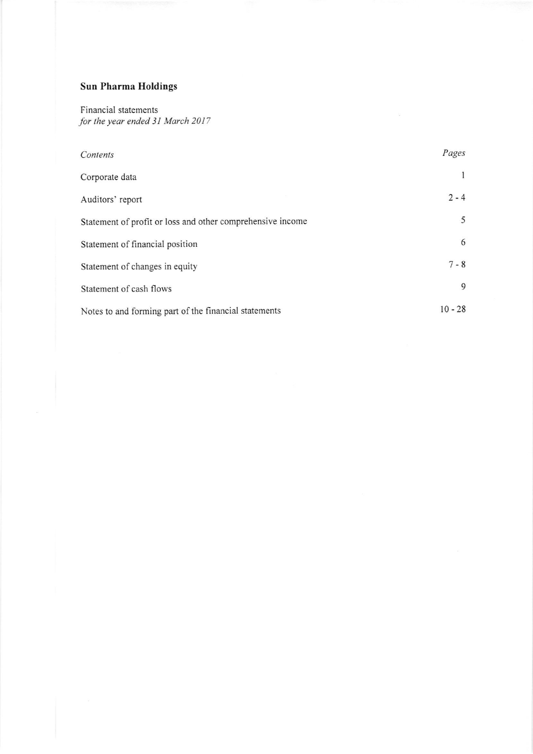## Sun Pharma Holdings

Financial statements
*for the year ended 31 March 2017*

| *Contents* | *Pages* |
|---|---|
| Corporate data | 1 |
| Auditors' report | 2 - 4 |
| Statement of profit or loss and other comprehensive income | 5 |
| Statement of financial position | 6 |
| Statement of changes in equity | 7 - 8 |
| Statement of cash flows | 9 |
| Notes to and forming part of the financial statements | 10 - 28 |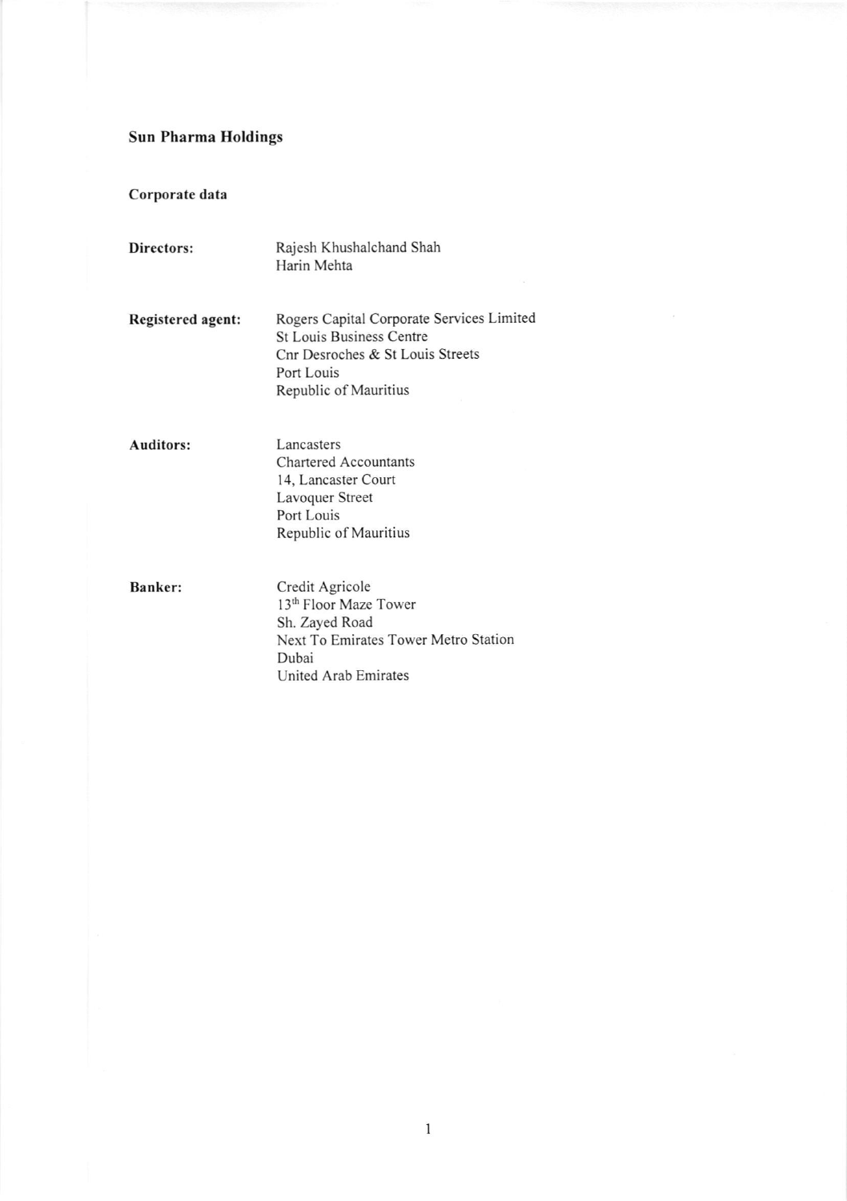# Sun Pharma Holdings

## Corporate data

| | |
|---|---|
| **Directors:** | Rajesh Khushalchand Shah<br>Harin Mehta |
| **Registered agent:** | Rogers Capital Corporate Services Limited<br>St Louis Business Centre<br>Cnr Desroches & St Louis Streets<br>Port Louis<br>Republic of Mauritius |
| **Auditors:** | Lancasters<br>Chartered Accountants<br>14, Lancaster Court<br>Lavoquer Street<br>Port Louis<br>Republic of Mauritius |
| **Banker:** | Credit Agricole<br>13th Floor Maze Tower<br>Sh. Zayed Road<br>Next To Emirates Tower Metro Station<br>Dubai<br>United Arab Emirates |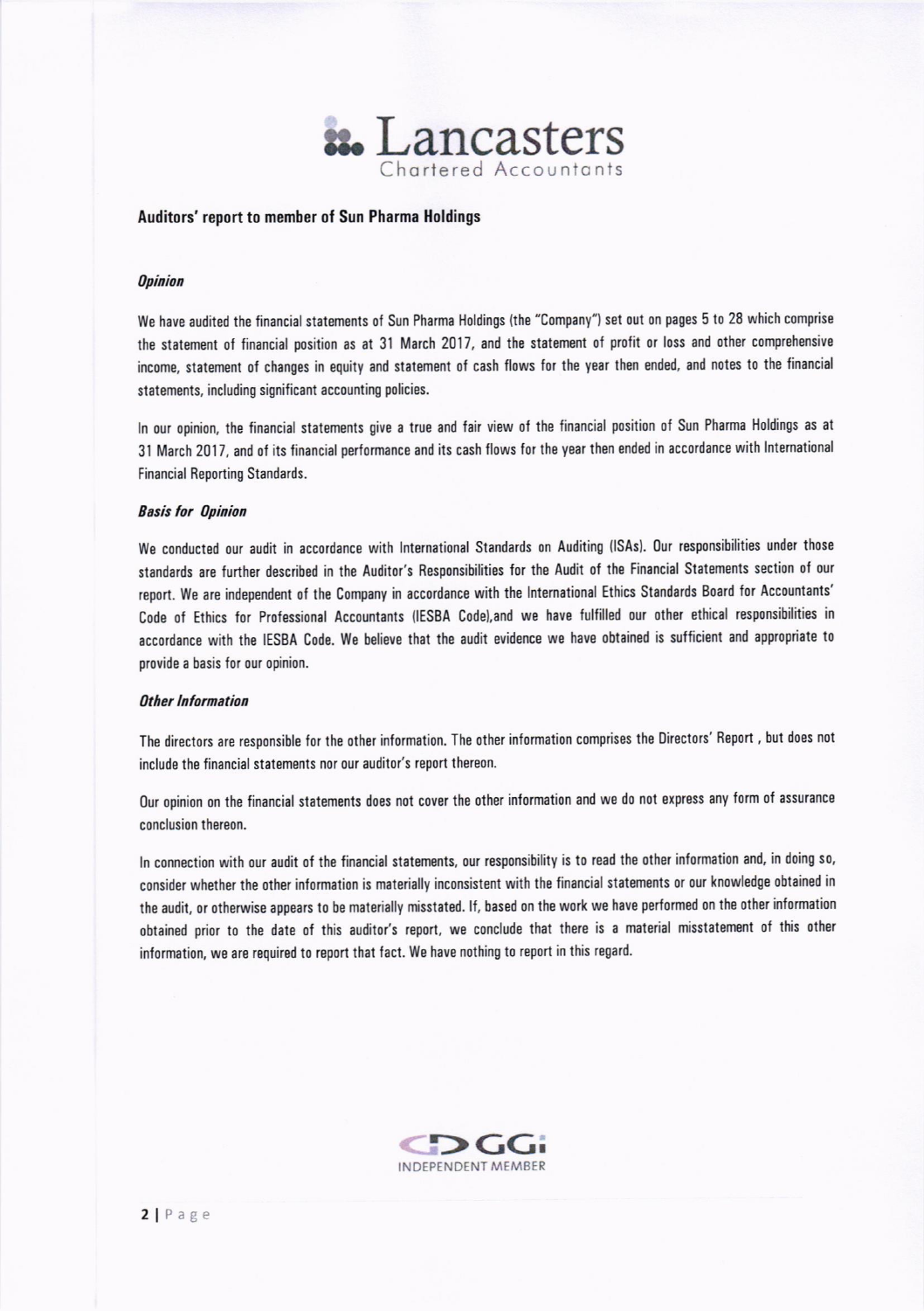# Lancasters
Chartered Accountants

## Auditors' report to member of Sun Pharma Holdings

### *Opinion*

We have audited the financial statements of Sun Pharma Holdings (the "Company") set out on pages 5 to 28 which comprise the statement of financial position as at 31 March 2017, and the statement of profit or loss and other comprehensive income, statement of changes in equity and statement of cash flows for the year then ended, and notes to the financial statements, including significant accounting policies.

In our opinion, the financial statements give a true and fair view of the financial position of Sun Pharma Holdings as at 31 March 2017, and of its financial performance and its cash flows for the year then ended in accordance with International Financial Reporting Standards.

### *Basis for Opinion*

We conducted our audit in accordance with International Standards on Auditing (ISAs). Our responsibilities under those standards are further described in the Auditor's Responsibilities for the Audit of the Financial Statements section of our report. We are independent of the Company in accordance with the International Ethics Standards Board for Accountants' Code of Ethics for Professional Accountants (IESBA Code),and we have fulfilled our other ethical responsibilities in accordance with the IESBA Code. We believe that the audit evidence we have obtained is sufficient and appropriate to provide a basis for our opinion.

### *Other Information*

The directors are responsible for the other information. The other information comprises the Directors' Report , but does not include the financial statements nor our auditor's report thereon.

Our opinion on the financial statements does not cover the other information and we do not express any form of assurance conclusion thereon.

In connection with our audit of the financial statements, our responsibility is to read the other information and, in doing so, consider whether the other information is materially inconsistent with the financial statements or our knowledge obtained in the audit, or otherwise appears to be materially misstated. If, based on the work we have performed on the other information obtained prior to the date of this auditor's report, we conclude that there is a material misstatement of this other information, we are required to report that fact. We have nothing to report in this regard.

GGi
INDEPENDENT MEMBER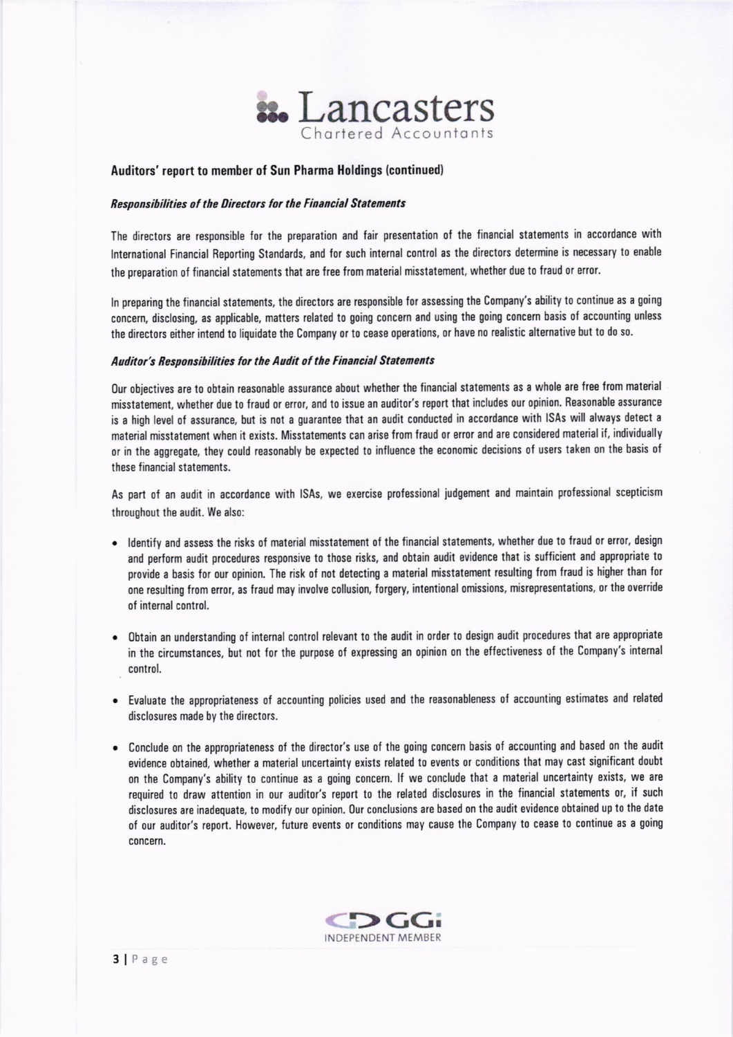## Auditors' report to member of Sun Pharma Holdings (continued)

### *Responsibilities of the Directors for the Financial Statements*

The directors are responsible for the preparation and fair presentation of the financial statements in accordance with International Financial Reporting Standards, and for such internal control as the directors determine is necessary to enable the preparation of financial statements that are free from material misstatement, whether due to fraud or error.

In preparing the financial statements, the directors are responsible for assessing the Company's ability to continue as a going concern, disclosing, as applicable, matters related to going concern and using the going concern basis of accounting unless the directors either intend to liquidate the Company or to cease operations, or have no realistic alternative but to do so.

### *Auditor's Responsibilities for the Audit of the Financial Statements*

Our objectives are to obtain reasonable assurance about whether the financial statements as a whole are free from material misstatement, whether due to fraud or error, and to issue an auditor's report that includes our opinion. Reasonable assurance is a high level of assurance, but is not a guarantee that an audit conducted in accordance with ISAs will always detect a material misstatement when it exists. Misstatements can arise from fraud or error and are considered material if, individually or in the aggregate, they could reasonably be expected to influence the economic decisions of users taken on the basis of these financial statements.

As part of an audit in accordance with ISAs, we exercise professional judgement and maintain professional scepticism throughout the audit. We also:

- Identify and assess the risks of material misstatement of the financial statements, whether due to fraud or error, design and perform audit procedures responsive to those risks, and obtain audit evidence that is sufficient and appropriate to provide a basis for our opinion. The risk of not detecting a material misstatement resulting from fraud is higher than for one resulting from error, as fraud may involve collusion, forgery, intentional omissions, misrepresentations, or the override of internal control.

- Obtain an understanding of internal control relevant to the audit in order to design audit procedures that are appropriate in the circumstances, but not for the purpose of expressing an opinion on the effectiveness of the Company's internal control.

- Evaluate the appropriateness of accounting policies used and the reasonableness of accounting estimates and related disclosures made by the directors.

- Conclude on the appropriateness of the director's use of the going concern basis of accounting and based on the audit evidence obtained, whether a material uncertainty exists related to events or conditions that may cast significant doubt on the Company's ability to continue as a going concern. If we conclude that a material uncertainty exists, we are required to draw attention in our auditor's report to the related disclosures in the financial statements or, if such disclosures are inadequate, to modify our opinion. Our conclusions are based on the audit evidence obtained up to the date of our auditor's report. However, future events or conditions may cause the Company to cease to continue as a going concern.